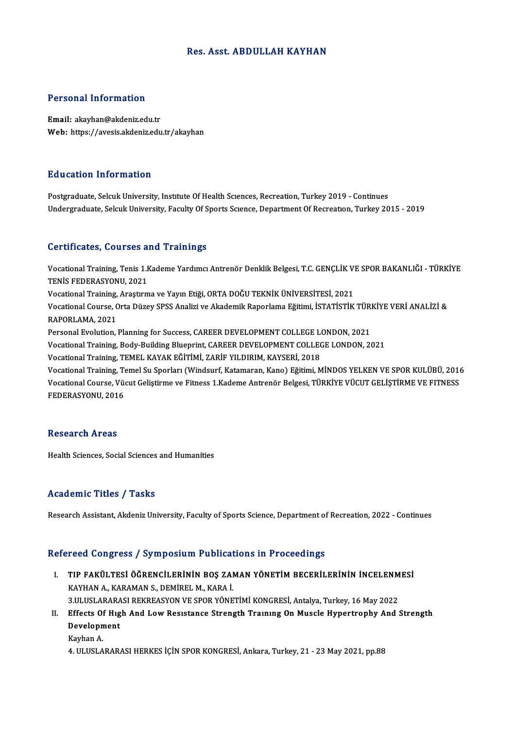# Res. Asst. ABDULLAH KAYHAN

## Personal Information

**Email:** akayhan@akdeniz.edu.tr
**Web:** https://avesis.akdeniz.edu.tr/akayhan

## Education Information

Postgraduate, Selcuk University, Institute Of Health Sciences, Recreation, Turkey 2019 - Continues
Undergraduate, Selcuk University, Faculty Of Sports Science, Department Of Recreation, Turkey 2015 - 2019

## Certificates, Courses and Trainings

Vocational Training, Tenis 1.Kademe Yardımcı Antrenör Denklik Belgesi, T.C. GENÇLİK VE SPOR BAKANLIĞI - TÜRKİYE TENİS FEDERASYONU, 2021
Vocational Training, Araştırma ve Yayın Etiği, ORTA DOĞU TEKNİK ÜNİVERSİTESİ, 2021
Vocational Course, Orta Düzey SPSS Analizi ve Akademik Raporlama Eğitimi, İSTATİSTİK TÜRKİYE VERİ ANALİZİ & RAPORLAMA, 2021
Personal Evolution, Planning for Success, CAREER DEVELOPMENT COLLEGE LONDON, 2021
Vocational Training, Body-Building Blueprint, CAREER DEVELOPMENT COLLEGE LONDON, 2021
Vocational Training, TEMEL KAYAK EĞİTİMİ, ZARİF YILDIRIM, KAYSERİ, 2018
Vocational Training, Temel Su Sporları (Windsurf, Katamaran, Kano) Eğitimi, MİNDOS YELKEN VE SPOR KULÜBÜ, 2016
Vocational Course, Vücut Geliştirme ve Fitness 1.Kademe Antrenör Belgesi, TÜRKİYE VÜCUT GELİŞTİRME VE FITNESS FEDERASYONU, 2016

## Research Areas

Health Sciences, Social Sciences and Humanities

## Academic Titles / Tasks

Research Assistant, Akdeniz University, Faculty of Sports Science, Department of Recreation, 2022 - Continues

## Refereed Congress / Symposium Publications in Proceedings

I. **TIP FAKÜLTESİ ÖĞRENCİLERİNİN BOŞ ZAMAN YÖNETİM BECERİLERİNİN İNCELENMESİ**
   KAYHAN A., KARAMAN S., DEMİREL M., KARA İ.
   3.ULUSLARARASI REKREASYON VE SPOR YÖNETİMİ KONGRESİ, Antalya, Turkey, 16 May 2022

II. **Effects Of High And Low Resistance Strength Training On Muscle Hypertrophy And Strength Development**
   Kayhan A.
   4. ULUSLARARASI HERKES İÇİN SPOR KONGRESİ, Ankara, Turkey, 21 - 23 May 2021, pp.88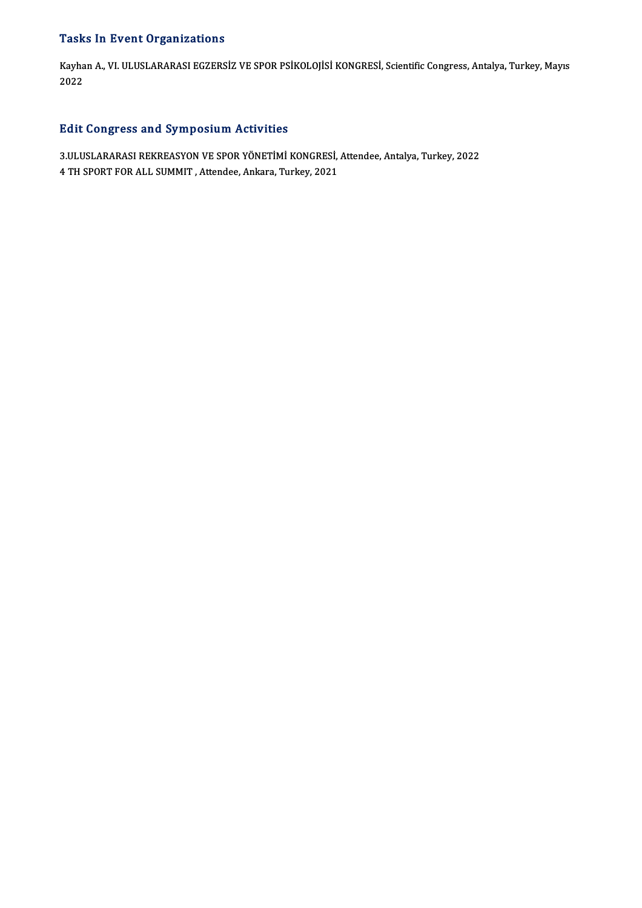## Tasks In Event Organizations

Kayhan A., VI. ULUSLARARASI EGZERSİZ VE SPOR PSİKOLOJİSİ KONGRESİ, Scientific Congress, Antalya, Turkey, Mayıs 2022

## Edit Congress and Symposium Activities

3.ULUSLARARASI REKREASYON VE SPOR YÖNETİMİ KONGRESİ, Attendee, Antalya, Turkey, 2022
4 TH SPORT FOR ALL SUMMIT , Attendee, Ankara, Turkey, 2021